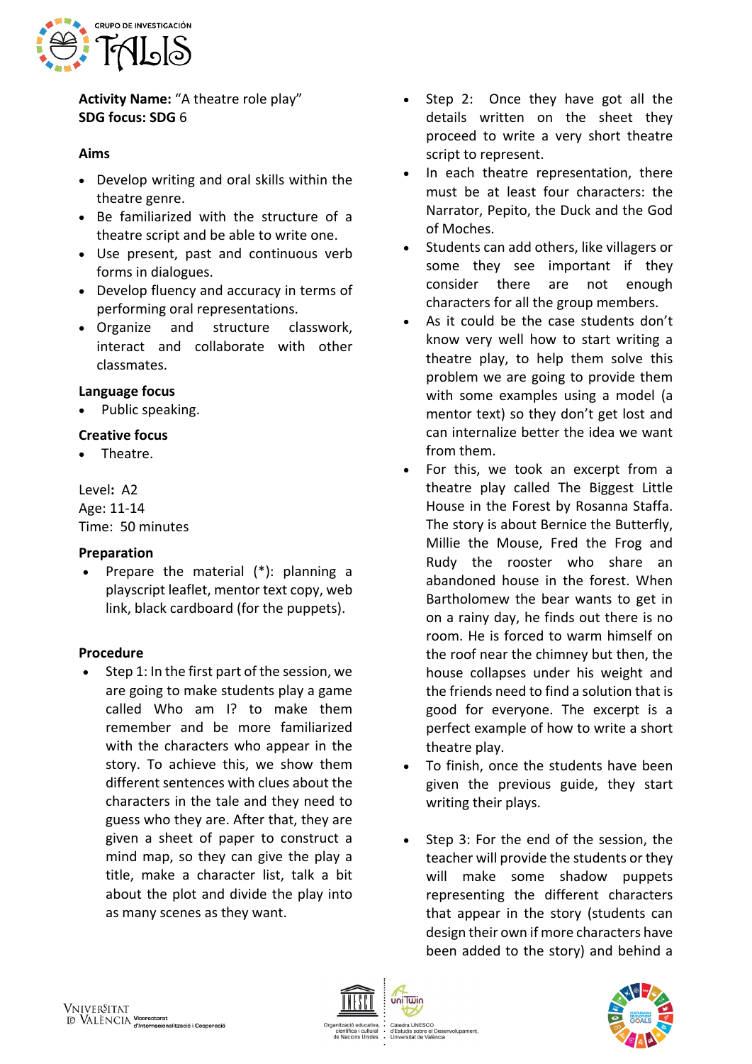**Activity Name:** "A theatre role play"
**SDG focus: SDG** 6

**Aims**

- Develop writing and oral skills within the theatre genre.
- Be familiarized with the structure of a theatre script and be able to write one.
- Use present, past and continuous verb forms in dialogues.
- Develop fluency and accuracy in terms of performing oral representations.
- Organize and structure classwork, interact and collaborate with other classmates.

**Language focus**

- Public speaking.

**Creative focus**

- Theatre.

Level**:** A2
Age: 11-14
Time: 50 minutes

**Preparation**

- Prepare the material (*): planning a playscript leaflet, mentor text copy, web link, black cardboard (for the puppets).

**Procedure**

- Step 1: In the first part of the session, we are going to make students play a game called Who am I? to make them remember and be more familiarized with the characters who appear in the story. To achieve this, we show them different sentences with clues about the characters in the tale and they need to guess who they are. After that, they are given a sheet of paper to construct a mind map, so they can give the play a title, make a character list, talk a bit about the plot and divide the play into as many scenes as they want.
- Step 2: Once they have got all the details written on the sheet they proceed to write a very short theatre script to represent.
- In each theatre representation, there must be at least four characters: the Narrator, Pepito, the Duck and the God of Moches.
- Students can add others, like villagers or some they see important if they consider there are not enough characters for all the group members.
- As it could be the case students don't know very well how to start writing a theatre play, to help them solve this problem we are going to provide them with some examples using a model (a mentor text) so they don't get lost and can internalize better the idea we want from them.
- For this, we took an excerpt from a theatre play called The Biggest Little House in the Forest by Rosanna Staffa. The story is about Bernice the Butterfly, Millie the Mouse, Fred the Frog and Rudy the rooster who share an abandoned house in the forest. When Bartholomew the bear wants to get in on a rainy day, he finds out there is no room. He is forced to warm himself on the roof near the chimney but then, the house collapses under his weight and the friends need to find a solution that is good for everyone. The excerpt is a perfect example of how to write a short theatre play.
- To finish, once the students have been given the previous guide, they start writing their plays.

- Step 3: For the end of the session, the teacher will provide the students or they will make some shadow puppets representing the different characters that appear in the story (students can design their own if more characters have been added to the story) and behind a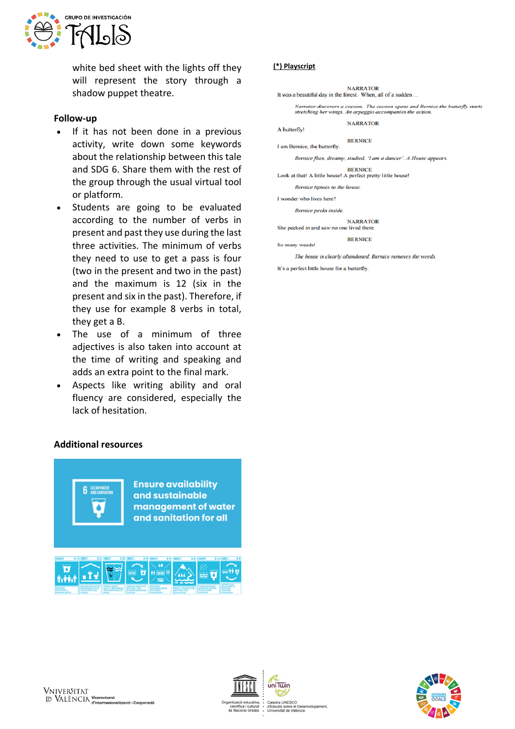white bed sheet with the lights off they will represent the story through a shadow puppet theatre.

### Follow-up

- If it has not been done in a previous activity, write down some keywords about the relationship between this tale and SDG 6. Share them with the rest of the group through the usual virtual tool or platform.
- Students are going to be evaluated according to the number of verbs in present and past they use during the last three activities. The minimum of verbs they need to use to get a pass is four (two in the present and two in the past) and the maximum is 12 (six in the present and six in the past). Therefore, if they use for example 8 verbs in total, they get a B.
- The use of a minimum of three adjectives is also taken into account at the time of writing and speaking and adds an extra point to the final mark.
- Aspects like writing ability and oral fluency are considered, especially the lack of hesitation.

### Additional resources

6 CLEAN WATER AND SANITATION

Ensure availability and sustainable management of water and sanitation for all

**(*) Playscript**

NARRATOR
It was a beautiful day in the forest. When, all of a sudden ...

*Narrator discovers a cocoon. The cocoon opens and Bernice the butterfly starts stretching her wings. An arpeggio accompanies the action.*

NARRATOR
A butterfly!

BERNICE
I am Bernice, the butterfly.

*Bernice flies, dreamy, studied, 'I am a dancer'. A House appears.*

BERNICE
Look at that! A little house! A perfect pretty little house!

*Bernice tiptoes to the house.*

I wonder who lives here?

*Bernice peeks inside.*

NARRATOR
She peeked in and saw no one lived there.

BERNICE
So many weeds!

*The house is clearly abandoned. Bernice removes the weeds.*

It's a perfect little house for a butterfly.